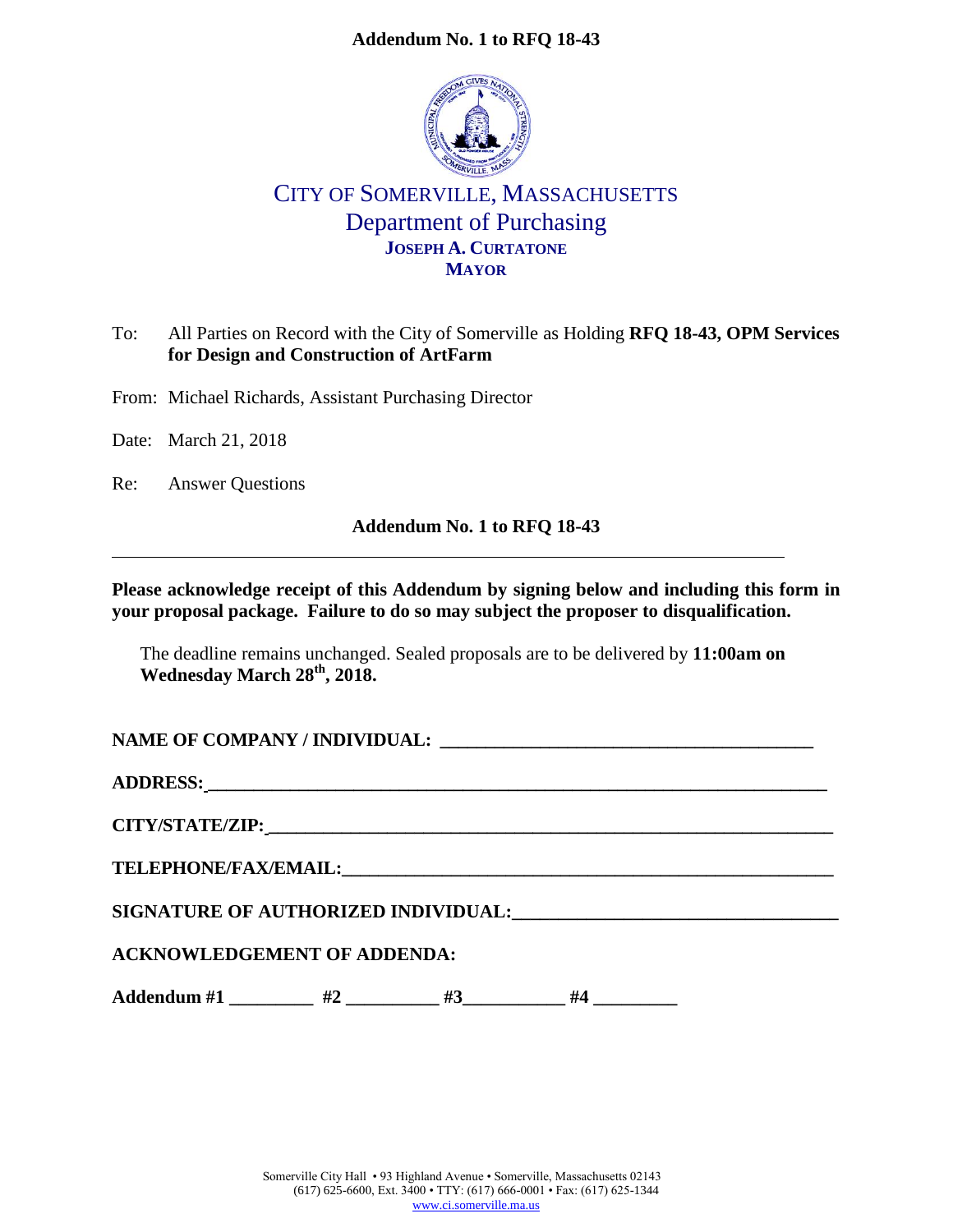**Addendum No. 1 to RFQ 18-43**

# CITY OF SOMERVILLE, MASSACHUSETTS
## Department of Purchasing
**JOSEPH A. CURTATONE**
**MAYOR**

To: All Parties on Record with the City of Somerville as Holding **RFQ 18-43, OPM Services for Design and Construction of ArtFarm**

From: Michael Richards, Assistant Purchasing Director

Date: March 21, 2018

Re: Answer Questions

**Addendum No. 1 to RFQ 18-43**

---

**Please acknowledge receipt of this Addendum by signing below and including this form in your proposal package. Failure to do so may subject the proposer to disqualification.**

The deadline remains unchanged. Sealed proposals are to be delivered by **11:00am on Wednesday March 28th, 2018.**

**NAME OF COMPANY / INDIVIDUAL:** ________________________________________

**ADDRESS:** ________________________________________

**CITY/STATE/ZIP:** ________________________________________

**TELEPHONE/FAX/EMAIL:** ________________________________________

**SIGNATURE OF AUTHORIZED INDIVIDUAL:** ________________________________________

**ACKNOWLEDGEMENT OF ADDENDA:**

**Addendum #1** _________ **#2** __________ **#3** ___________ **#4** _________

Somerville City Hall • 93 Highland Avenue • Somerville, Massachusetts 02143
(617) 625-6600, Ext. 3400 • TTY: (617) 666-0001 • Fax: (617) 625-1344
www.ci.somerville.ma.us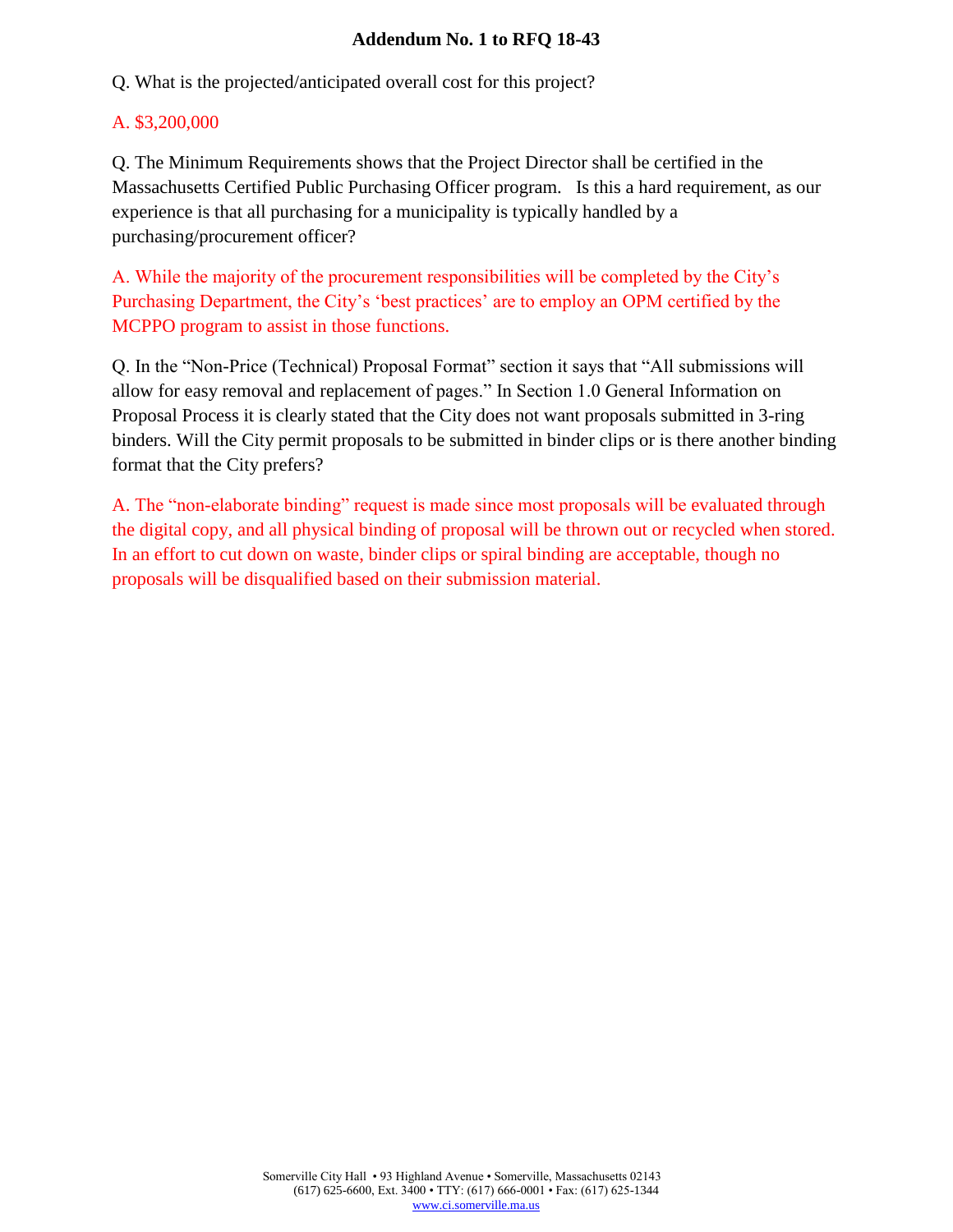**Addendum No. 1 to RFQ 18-43**

Q. What is the projected/anticipated overall cost for this project?

A. $3,200,000

Q. The Minimum Requirements shows that the Project Director shall be certified in the Massachusetts Certified Public Purchasing Officer program. Is this a hard requirement, as our experience is that all purchasing for a municipality is typically handled by a purchasing/procurement officer?

A. While the majority of the procurement responsibilities will be completed by the City's Purchasing Department, the City's 'best practices' are to employ an OPM certified by the MCPPO program to assist in those functions.

Q. In the "Non-Price (Technical) Proposal Format" section it says that "All submissions will allow for easy removal and replacement of pages." In Section 1.0 General Information on Proposal Process it is clearly stated that the City does not want proposals submitted in 3-ring binders. Will the City permit proposals to be submitted in binder clips or is there another binding format that the City prefers?

A. The "non-elaborate binding" request is made since most proposals will be evaluated through the digital copy, and all physical binding of proposal will be thrown out or recycled when stored. In an effort to cut down on waste, binder clips or spiral binding are acceptable, though no proposals will be disqualified based on their submission material.